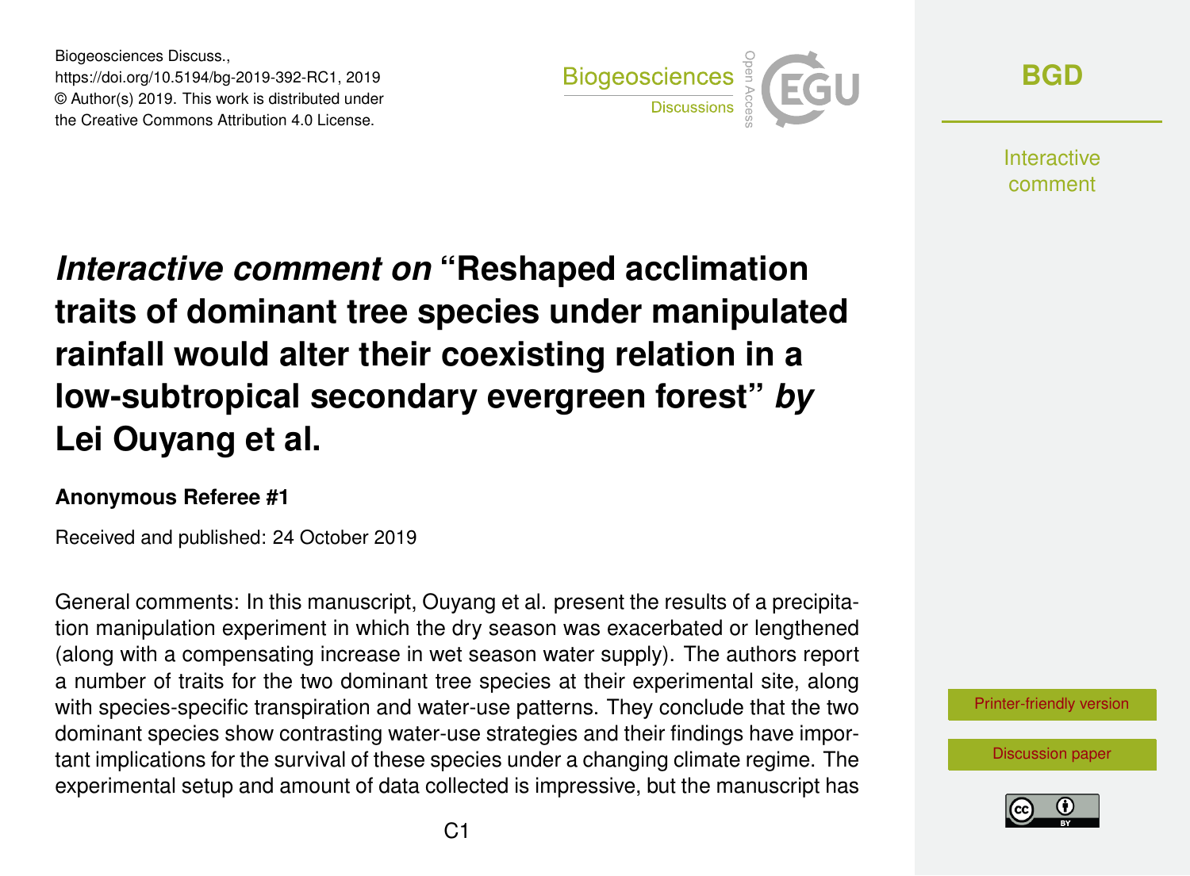Biogeosciences Discuss.,
https://doi.org/10.5194/bg-2019-392-RC1, 2019
© Author(s) 2019. This work is distributed under
the Creative Commons Attribution 4.0 License.

# *Interactive comment on* "Reshaped acclimation traits of dominant tree species under manipulated rainfall would alter their coexisting relation in a low-subtropical secondary evergreen forest" *by* Lei Ouyang et al.

**Anonymous Referee #1**

Received and published: 24 October 2019

General comments: In this manuscript, Ouyang et al. present the results of a precipitation manipulation experiment in which the dry season was exacerbated or lengthened (along with a compensating increase in wet season water supply). The authors report a number of traits for the two dominant tree species at their experimental site, along with species-specific transpiration and water-use patterns. They conclude that the two dominant species show contrasting water-use strategies and their findings have important implications for the survival of these species under a changing climate regime. The experimental setup and amount of data collected is impressive, but the manuscript has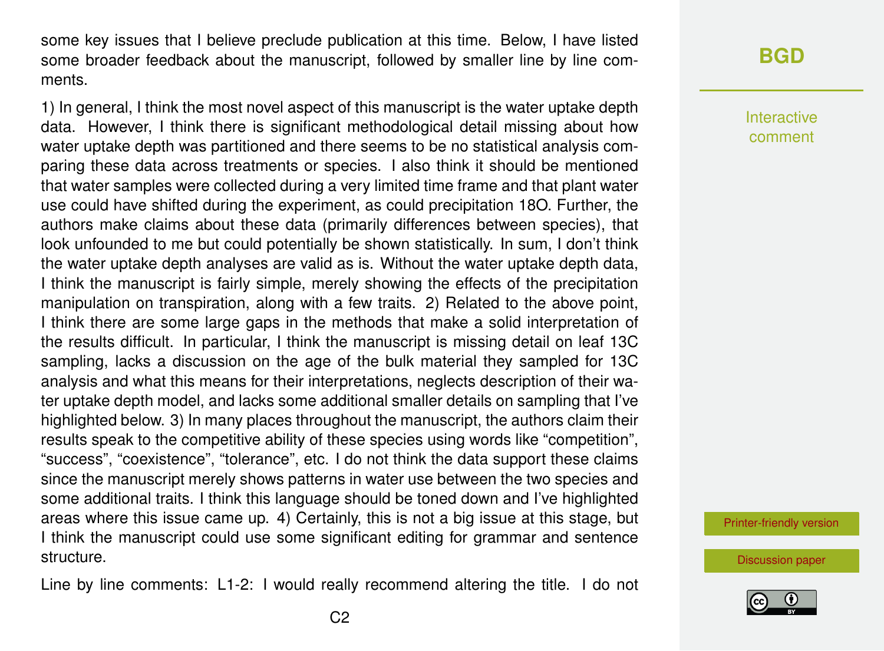some key issues that I believe preclude publication at this time. Below, I have listed some broader feedback about the manuscript, followed by smaller line by line comments.

1) In general, I think the most novel aspect of this manuscript is the water uptake depth data. However, I think there is significant methodological detail missing about how water uptake depth was partitioned and there seems to be no statistical analysis comparing these data across treatments or species. I also think it should be mentioned that water samples were collected during a very limited time frame and that plant water use could have shifted during the experiment, as could precipitation 18O. Further, the authors make claims about these data (primarily differences between species), that look unfounded to me but could potentially be shown statistically. In sum, I don't think the water uptake depth analyses are valid as is. Without the water uptake depth data, I think the manuscript is fairly simple, merely showing the effects of the precipitation manipulation on transpiration, along with a few traits. 2) Related to the above point, I think there are some large gaps in the methods that make a solid interpretation of the results difficult. In particular, I think the manuscript is missing detail on leaf 13C sampling, lacks a discussion on the age of the bulk material they sampled for 13C analysis and what this means for their interpretations, neglects description of their water uptake depth model, and lacks some additional smaller details on sampling that I've highlighted below. 3) In many places throughout the manuscript, the authors claim their results speak to the competitive ability of these species using words like "competition", "success", "coexistence", "tolerance", etc. I do not think the data support these claims since the manuscript merely shows patterns in water use between the two species and some additional traits. I think this language should be toned down and I've highlighted areas where this issue came up. 4) Certainly, this is not a big issue at this stage, but I think the manuscript could use some significant editing for grammar and sentence structure.

Line by line comments: L1-2: I would really recommend altering the title. I do not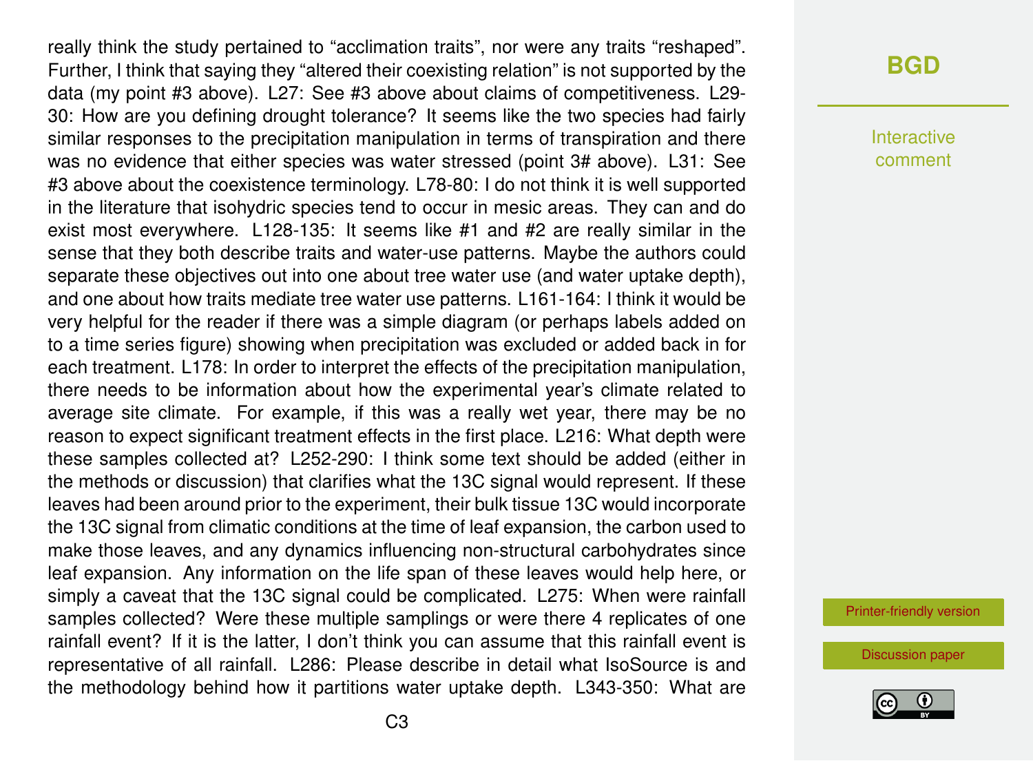really think the study pertained to "acclimation traits", nor were any traits "reshaped". Further, I think that saying they "altered their coexisting relation" is not supported by the data (my point #3 above). L27: See #3 above about claims of competitiveness. L29-30: How are you defining drought tolerance? It seems like the two species had fairly similar responses to the precipitation manipulation in terms of transpiration and there was no evidence that either species was water stressed (point 3# above). L31: See #3 above about the coexistence terminology. L78-80: I do not think it is well supported in the literature that isohydric species tend to occur in mesic areas. They can and do exist most everywhere. L128-135: It seems like #1 and #2 are really similar in the sense that they both describe traits and water-use patterns. Maybe the authors could separate these objectives out into one about tree water use (and water uptake depth), and one about how traits mediate tree water use patterns. L161-164: I think it would be very helpful for the reader if there was a simple diagram (or perhaps labels added on to a time series figure) showing when precipitation was excluded or added back in for each treatment. L178: In order to interpret the effects of the precipitation manipulation, there needs to be information about how the experimental year's climate related to average site climate. For example, if this was a really wet year, there may be no reason to expect significant treatment effects in the first place. L216: What depth were these samples collected at? L252-290: I think some text should be added (either in the methods or discussion) that clarifies what the 13C signal would represent. If these leaves had been around prior to the experiment, their bulk tissue 13C would incorporate the 13C signal from climatic conditions at the time of leaf expansion, the carbon used to make those leaves, and any dynamics influencing non-structural carbohydrates since leaf expansion. Any information on the life span of these leaves would help here, or simply a caveat that the 13C signal could be complicated. L275: When were rainfall samples collected? Were these multiple samplings or were there 4 replicates of one rainfall event? If it is the latter, I don't think you can assume that this rainfall event is representative of all rainfall. L286: Please describe in detail what IsoSource is and the methodology behind how it partitions water uptake depth. L343-350: What are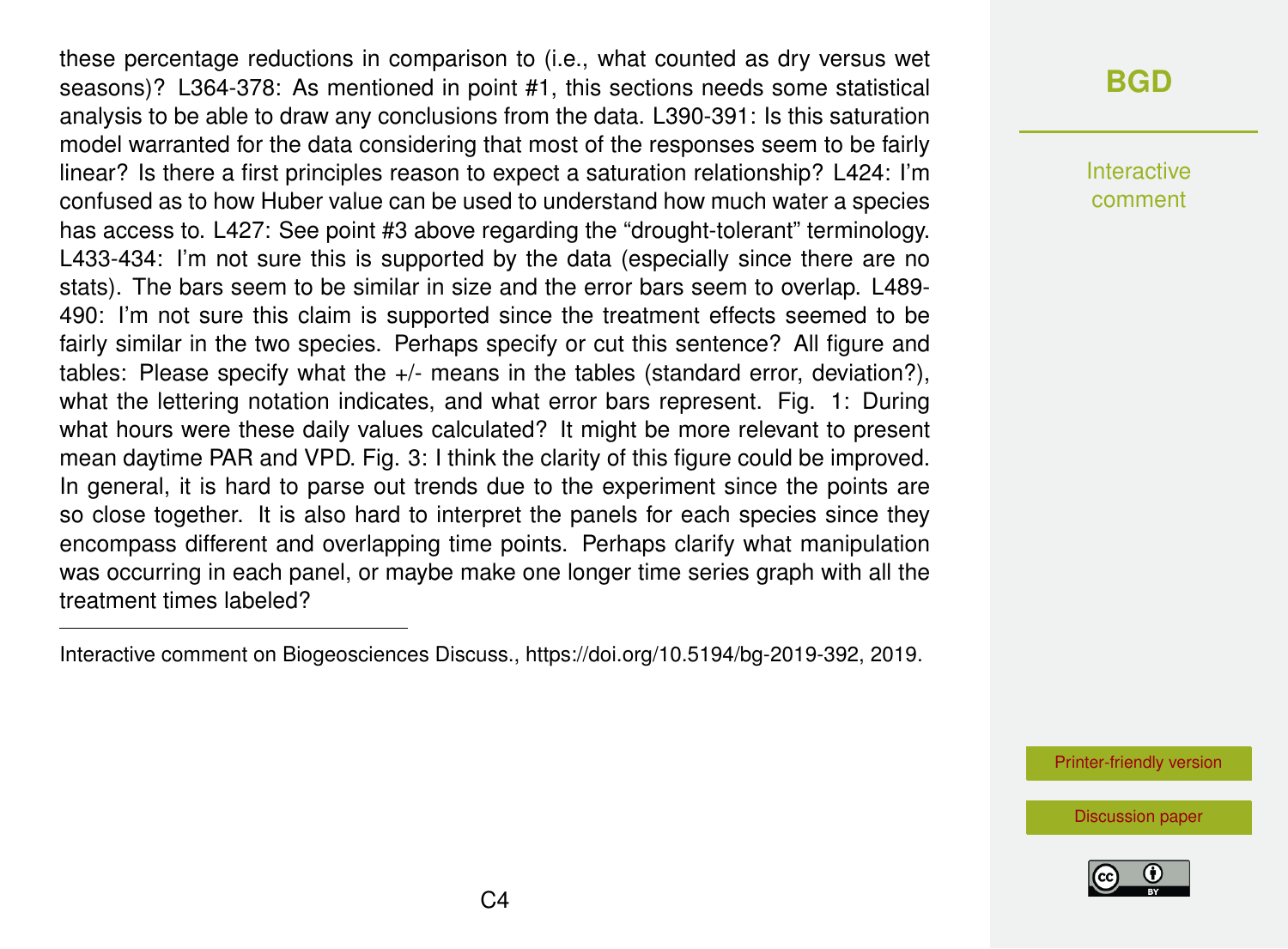these percentage reductions in comparison to (i.e., what counted as dry versus wet seasons)? L364-378: As mentioned in point #1, this sections needs some statistical analysis to be able to draw any conclusions from the data. L390-391: Is this saturation model warranted for the data considering that most of the responses seem to be fairly linear? Is there a first principles reason to expect a saturation relationship? L424: I'm confused as to how Huber value can be used to understand how much water a species has access to. L427: See point #3 above regarding the "drought-tolerant" terminology. L433-434: I'm not sure this is supported by the data (especially since there are no stats). The bars seem to be similar in size and the error bars seem to overlap. L489-490: I'm not sure this claim is supported since the treatment effects seemed to be fairly similar in the two species. Perhaps specify or cut this sentence? All figure and tables: Please specify what the +/- means in the tables (standard error, deviation?), what the lettering notation indicates, and what error bars represent. Fig. 1: During what hours were these daily values calculated? It might be more relevant to present mean daytime PAR and VPD. Fig. 3: I think the clarity of this figure could be improved. In general, it is hard to parse out trends due to the experiment since the points are so close together. It is also hard to interpret the panels for each species since they encompass different and overlapping time points. Perhaps clarify what manipulation was occurring in each panel, or maybe make one longer time series graph with all the treatment times labeled?

---

Interactive comment on Biogeosciences Discuss., https://doi.org/10.5194/bg-2019-392, 2019.